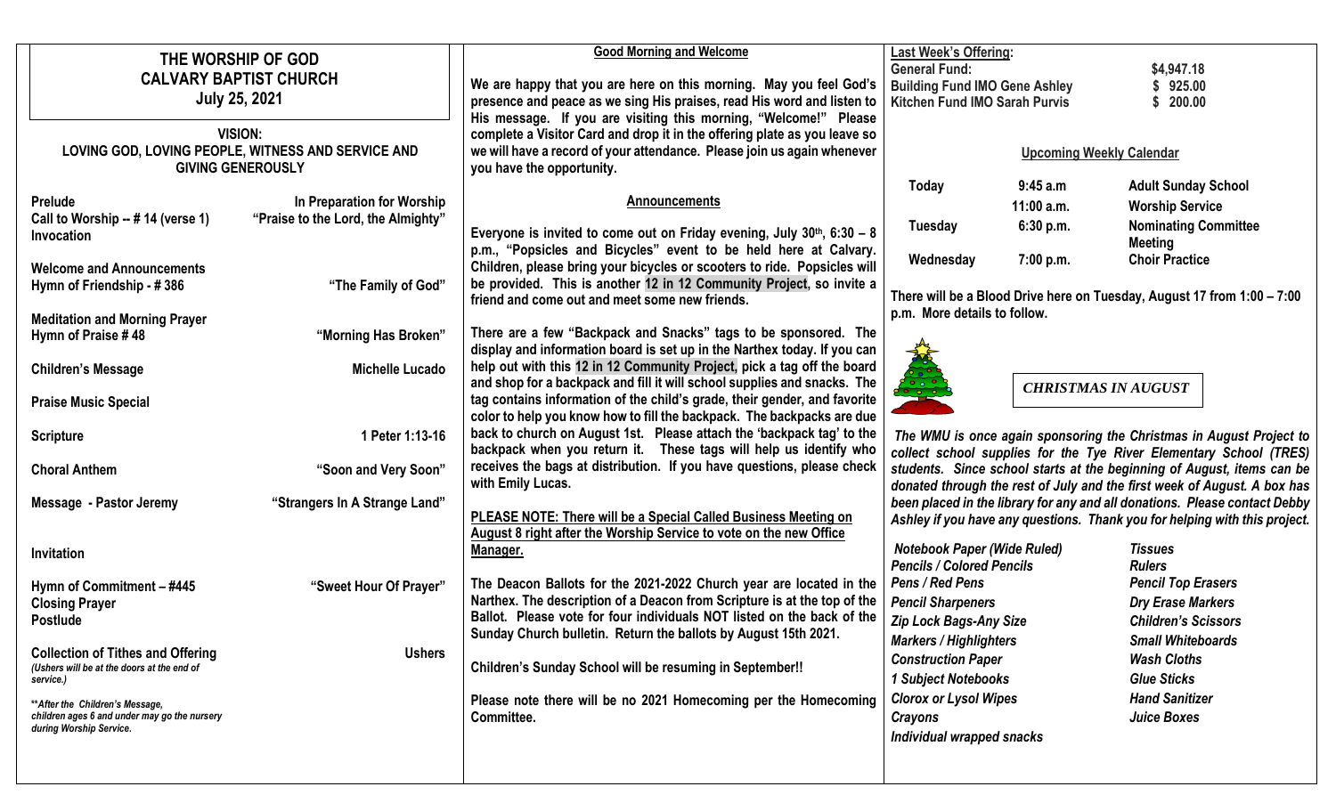# THE WORSHIP OF GOD
## CALVARY BAPTIST CHURCH
**July 25, 2021**

**VISION:**
**LOVING GOD, LOVING PEOPLE, WITNESS AND SERVICE AND GIVING GENEROUSLY**

| | |
|---|---|
| **Prelude** | **In Preparation for Worship** |
| **Call to Worship -- # 14 (verse 1)** | **"Praise to the Lord, the Almighty"** |
| **Invocation** | |
| **Welcome and Announcements** | |
| **Hymn of Friendship - # 386** | **"The Family of God"** |
| **Meditation and Morning Prayer** | |
| **Hymn of Praise # 48** | **"Morning Has Broken"** |
| **Children's Message** | **Michelle Lucado** |
| **Praise Music Special** | |
| **Scripture** | **1 Peter 1:13-16** |
| **Choral Anthem** | **"Soon and Very Soon"** |
| **Message - Pastor Jeremy** | **"Strangers In A Strange Land"** |
| **Invitation** | |
| **Hymn of Commitment – #445** | **"Sweet Hour Of Prayer"** |
| **Closing Prayer** | |
| **Postlude** | |
| **Collection of Tithes and Offering** | **Ushers** |

*(Ushers will be at the doors at the end of service.)*

*\*\*After the Children's Message, children ages 6 and under may go the nursery during Worship Service.*

**Good Morning and Welcome**

**We are happy that you are here on this morning. May you feel God's presence and peace as we sing His praises, read His word and listen to His message. If you are visiting this morning, "Welcome!" Please complete a Visitor Card and drop it in the offering plate as you leave so we will have a record of your attendance. Please join us again whenever you have the opportunity.**

**Announcements**

**Everyone is invited to come out on Friday evening, July 30th, 6:30 – 8 p.m., "Popsicles and Bicycles" event to be held here at Calvary. Children, please bring your bicycles or scooters to ride. Popsicles will be provided. This is another 12 in 12 Community Project, so invite a friend and come out and meet some new friends.**

**There are a few "Backpack and Snacks" tags to be sponsored. The display and information board is set up in the Narthex today. If you can help out with this 12 in 12 Community Project, pick a tag off the board and shop for a backpack and fill it will school supplies and snacks. The tag contains information of the child's grade, their gender, and favorite color to help you know how to fill the backpack. The backpacks are due back to church on August 1st. Please attach the 'backpack tag' to the backpack when you return it. These tags will help us identify who receives the bags at distribution. If you have questions, please check with Emily Lucas.**

**PLEASE NOTE: There will be a Special Called Business Meeting on August 8 right after the Worship Service to vote on the new Office Manager.**

**The Deacon Ballots for the 2021-2022 Church year are located in the Narthex. The description of a Deacon from Scripture is at the top of the Ballot. Please vote for four individuals NOT listed on the back of the Sunday Church bulletin. Return the ballots by August 15th 2021.**

**Children's Sunday School will be resuming in September!!**

**Please note there will be no 2021 Homecoming per the Homecoming Committee.**

**Last Week's Offering:**

| | |
|---|---|
| **General Fund:** | **$4,947.18** |
| **Building Fund IMO Gene Ashley** | **$ 925.00** |
| **Kitchen Fund IMO Sarah Purvis** | **$ 200.00** |

**Upcoming Weekly Calendar**

| | | |
|---|---|---|
| **Today** | **9:45 a.m** | **Adult Sunday School** |
| | **11:00 a.m.** | **Worship Service** |
| **Tuesday** | **6:30 p.m.** | **Nominating Committee Meeting** |
| **Wednesday** | **7:00 p.m.** | **Choir Practice** |

**There will be a Blood Drive here on Tuesday, August 17 from 1:00 – 7:00 p.m. More details to follow.**

***CHRISTMAS IN AUGUST***

***The WMU is once again sponsoring the Christmas in August Project to collect school supplies for the Tye River Elementary School (TRES) students. Since school starts at the beginning of August, items can be donated through the rest of July and the first week of August. A box has been placed in the library for any and all donations. Please contact Debby Ashley if you have any questions. Thank you for helping with this project.***

- ***Notebook Paper (Wide Ruled)***
- ***Pencils / Colored Pencils***
- ***Pens / Red Pens***
- ***Pencil Sharpeners***
- ***Zip Lock Bags-Any Size***
- ***Markers / Highlighters***
- ***Construction Paper***
- ***1 Subject Notebooks***
- ***Clorox or Lysol Wipes***
- ***Crayons***
- ***Individual wrapped snacks***
- ***Tissues***
- ***Rulers***
- ***Pencil Top Erasers***
- ***Dry Erase Markers***
- ***Children's Scissors***
- ***Small Whiteboards***
- ***Wash Cloths***
- ***Glue Sticks***
- ***Hand Sanitizer***
- ***Juice Boxes***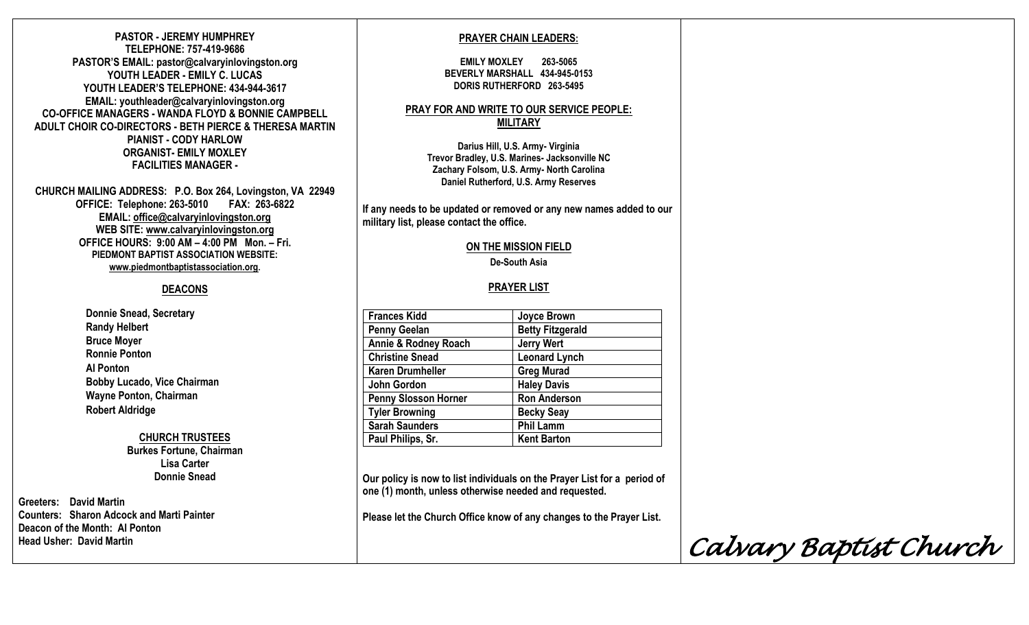**PASTOR - JEREMY HUMPHREY**
**TELEPHONE: 757-419-9686**
**PASTOR'S EMAIL: pastor@calvaryinlovingston.org**
**YOUTH LEADER - EMILY C. LUCAS**
**YOUTH LEADER'S TELEPHONE: 434-944-3617**
**EMAIL: youthleader@calvaryinlovingston.org**
**CO-OFFICE MANAGERS - WANDA FLOYD & BONNIE CAMPBELL**
**ADULT CHOIR CO-DIRECTORS - BETH PIERCE & THERESA MARTIN**
**PIANIST - CODY HARLOW**
**ORGANIST- EMILY MOXLEY**
**FACILITIES MANAGER -**

**CHURCH MAILING ADDRESS: P.O. Box 264, Lovingston, VA 22949**
**OFFICE: Telephone: 263-5010 FAX: 263-6822**
**EMAIL: office@calvaryinlovingston.org**
**WEB SITE: www.calvaryinlovingston.org**
**OFFICE HOURS: 9:00 AM – 4:00 PM Mon. – Fri.**
**PIEDMONT BAPTIST ASSOCIATION WEBSITE:**
**www.piedmontbaptistassociation.org.**

## DEACONS

**Donnie Snead, Secretary**
**Randy Helbert**
**Bruce Moyer**
**Ronnie Ponton**
**Al Ponton**
**Bobby Lucado, Vice Chairman**
**Wayne Ponton, Chairman**
**Robert Aldridge**

## CHURCH TRUSTEES

**Burkes Fortune, Chairman**
**Lisa Carter**
**Donnie Snead**

**Greeters: David Martin**
**Counters: Sharon Adcock and Marti Painter**
**Deacon of the Month: Al Ponton**
**Head Usher: David Martin**

## PRAYER CHAIN LEADERS:

**EMILY MOXLEY 263-5065**
**BEVERLY MARSHALL 434-945-0153**
**DORIS RUTHERFORD 263-5495**

## PRAY FOR AND WRITE TO OUR SERVICE PEOPLE:

### MILITARY

**Darius Hill, U.S. Army- Virginia**
**Trevor Bradley, U.S. Marines- Jacksonville NC**
**Zachary Folsom, U.S. Army- North Carolina**
**Daniel Rutherford, U.S. Army Reserves**

**If any needs to be updated or removed or any new names added to our military list, please contact the office.**

## ON THE MISSION FIELD

**De-South Asia**

## PRAYER LIST

| | |
|---|---|
| Frances Kidd | Joyce Brown |
| Penny Geelan | Betty Fitzgerald |
| Annie & Rodney Roach | Jerry Wert |
| Christine Snead | Leonard Lynch |
| Karen Drumheller | Greg Murad |
| John Gordon | Haley Davis |
| Penny Slosson Horner | Ron Anderson |
| Tyler Browning | Becky Seay |
| Sarah Saunders | Phil Lamm |
| Paul Philips, Sr. | Kent Barton |

**Our policy is now to list individuals on the Prayer List for a period of one (1) month, unless otherwise needed and requested.**

**Please let the Church Office know of any changes to the Prayer List.**

*Calvary Baptist Church*